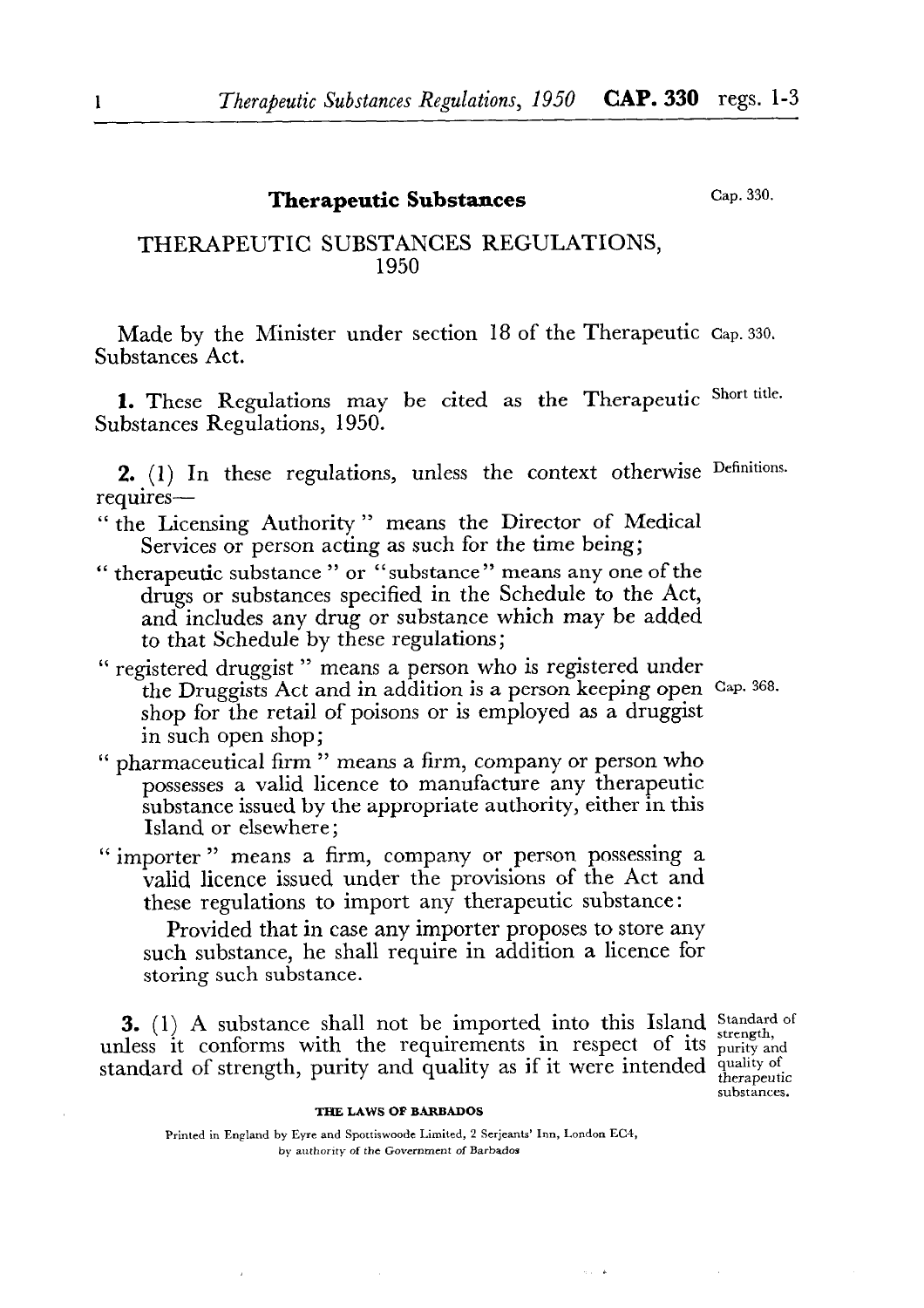# Therapeutic Substances

Cap. 330.

## THERAPEUTIC SUBSTANCES REGULATIONS, 1950

Made by the Minister under section 18 of the Therapeutic Substances Act. Cap. 330.

**1.** These Regulations may be cited as the Therapeutic Substances Regulations, 1950. Short title.

**2.** (1) In these regulations, unless the context otherwise requires— Definitions.

"the Licensing Authority" means the Director of Medical Services or person acting as such for the time being;

"therapeutic substance" or "substance" means any one of the drugs or substances specified in the Schedule to the Act, and includes any drug or substance which may be added to that Schedule by these regulations;

"registered druggist" means a person who is registered under the Druggists Act and in addition is a person keeping open shop for the retail of poisons or is employed as a druggist in such open shop; Cap. 368.

"pharmaceutical firm" means a firm, company or person who possesses a valid licence to manufacture any therapeutic substance issued by the appropriate authority, either in this Island or elsewhere;

"importer" means a firm, company or person possessing a valid licence issued under the provisions of the Act and these regulations to import any therapeutic substance:

Provided that in case any importer proposes to store any such substance, he shall require in addition a licence for storing such substance.

**3.** (1) A substance shall not be imported into this Island unless it conforms with the requirements in respect of its standard of strength, purity and quality as if it were intended Standard of strength, purity and quality of therapeutic substances.

THE LAWS OF BARBADOS

Printed in England by Eyre and Spottiswoode Limited, 2 Serjeants' Inn, London EC4, by authority of the Government of Barbados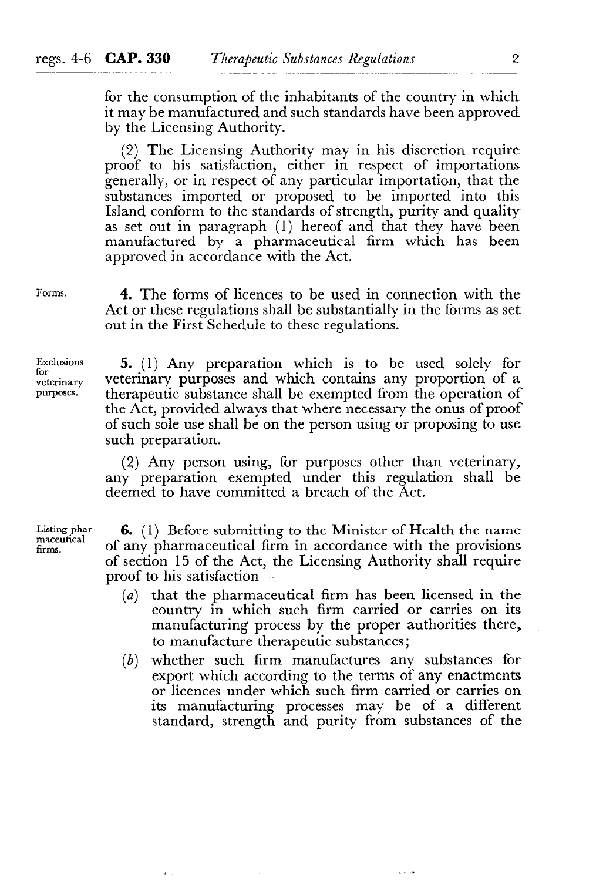for the consumption of the inhabitants of the country in which it may be manufactured and such standards have been approved by the Licensing Authority.

(2) The Licensing Authority may in his discretion require proof to his satisfaction, either in respect of importations generally, or in respect of any particular importation, that the substances imported or proposed to be imported into this Island conform to the standards of strength, purity and quality as set out in paragraph (1) hereof and that they have been manufactured by a pharmaceutical firm which has been approved in accordance with the Act.

Forms.

**4.** The forms of licences to be used in connection with the Act or these regulations shall be substantially in the forms as set out in the First Schedule to these regulations.

Exclusions for veterinary purposes.

**5.** (1) Any preparation which is to be used solely for veterinary purposes and which contains any proportion of a therapeutic substance shall be exempted from the operation of the Act, provided always that where necessary the onus of proof of such sole use shall be on the person using or proposing to use such preparation.

(2) Any person using, for purposes other than veterinary, any preparation exempted under this regulation shall be deemed to have committed a breach of the Act.

Listing pharmaceutical firms.

**6.** (1) Before submitting to the Minister of Health the name of any pharmaceutical firm in accordance with the provisions of section 15 of the Act, the Licensing Authority shall require proof to his satisfaction—

(*a*) that the pharmaceutical firm has been licensed in the country in which such firm carried or carries on its manufacturing process by the proper authorities there, to manufacture therapeutic substances;

(*b*) whether such firm manufactures any substances for export which according to the terms of any enactments or licences under which such firm carried or carries on its manufacturing processes may be of a different standard, strength and purity from substances of the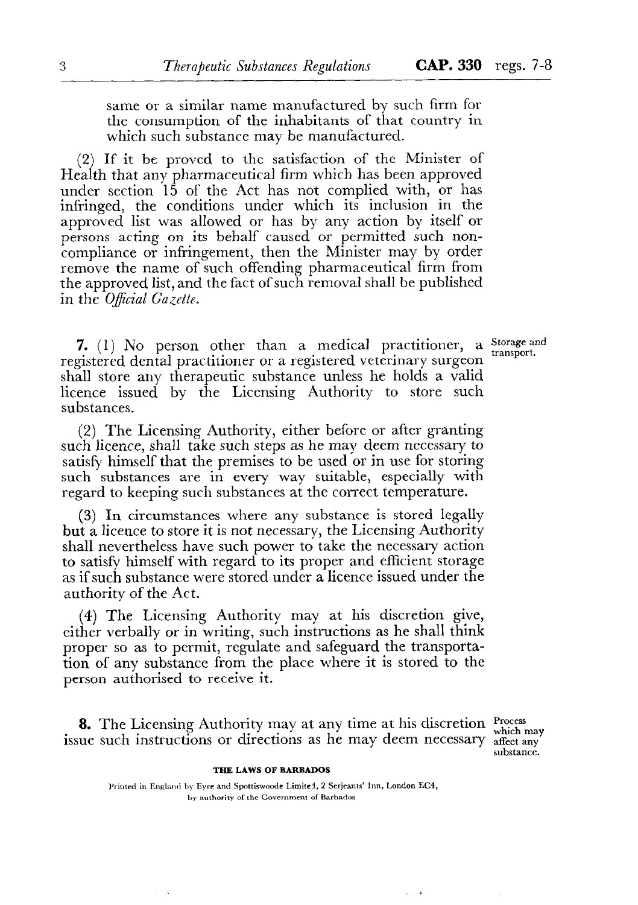same or a similar name manufactured by such firm for the consumption of the inhabitants of that country in which such substance may be manufactured.

(2) If it be proved to the satisfaction of the Minister of Health that any pharmaceutical firm which has been approved under section 15 of the Act has not complied with, or has infringed, the conditions under which its inclusion in the approved list was allowed or has by any action by itself or persons acting on its behalf caused or permitted such non-compliance or infringement, then the Minister may by order remove the name of such offending pharmaceutical firm from the approved list, and the fact of such removal shall be published in the *Official Gazette*.

Storage and transport.

**7.** (1) No person other than a medical practitioner, a registered dental practitioner or a registered veterinary surgeon shall store any therapeutic substance unless he holds a valid licence issued by the Licensing Authority to store such substances.

(2) The Licensing Authority, either before or after granting such licence, shall take such steps as he may deem necessary to satisfy himself that the premises to be used or in use for storing such substances are in every way suitable, especially with regard to keeping such substances at the correct temperature.

(3) In circumstances where any substance is stored legally but a licence to store it is not necessary, the Licensing Authority shall nevertheless have such power to take the necessary action to satisfy himself with regard to its proper and efficient storage as if such substance were stored under a licence issued under the authority of the Act.

(4) The Licensing Authority may at his discretion give, either verbally or in writing, such instructions as he shall think proper so as to permit, regulate and safeguard the transportation of any substance from the place where it is stored to the person authorised to receive it.

Process which may affect any substance.

**8.** The Licensing Authority may at any time at his discretion issue such instructions or directions as he may deem necessary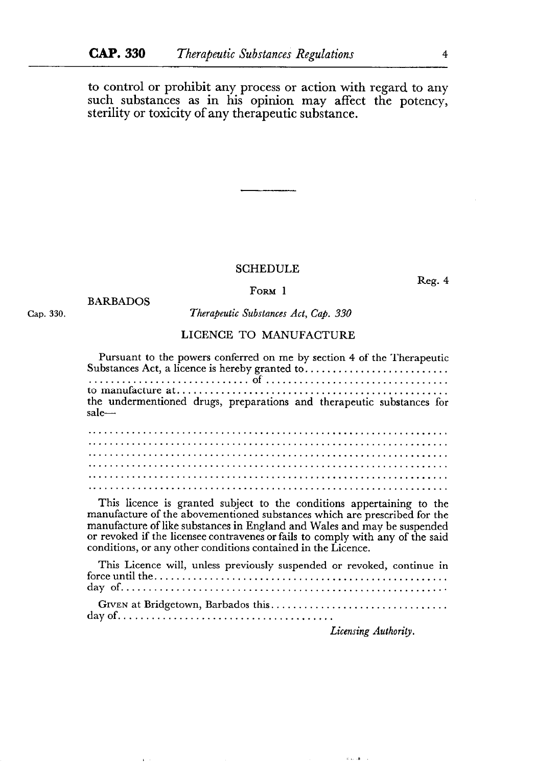to control or prohibit any process or action with regard to any such substances as in his opinion may affect the potency, sterility or toxicity of any therapeutic substance.

---

## SCHEDULE

Reg. 4

FORM 1

BARBADOS

Cap. 330.

*Therapeutic Substances Act, Cap. 330*

### LICENCE TO MANUFACTURE

Pursuant to the powers conferred on me by section 4 of the Therapeutic Substances Act, a licence is hereby granted to..........................
............................ of ................................
to manufacture at...............................................
the undermentioned drugs, preparations and therapeutic substances for sale—

...............................................................
...............................................................
...............................................................
...............................................................
...............................................................
...............................................................

This licence is granted subject to the conditions appertaining to the manufacture of the abovementioned substances which are prescribed for the manufacture of like substances in England and Wales and may be suspended or revoked if the licensee contravenes or fails to comply with any of the said conditions, or any other conditions contained in the Licence.

This Licence will, unless previously suspended or revoked, continue in force until the.....................................................
day of.........................................................

GIVEN at Bridgetown, Barbados this................................
day of......................................

*Licensing Authority.*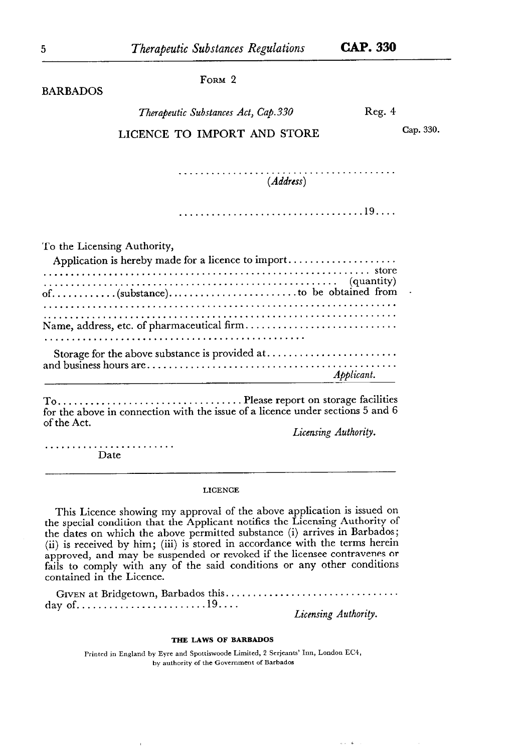FORM 2

BARBADOS

*Therapeutic Substances Act, Cap. 330* Reg. 4

Cap. 330.

## LICENCE TO IMPORT AND STORE

. . . . . . . . . . . . . . . . . . . . . . . . . . . . . . . . . . . . . . . . .
(*Address*)

. . . . . . . . . . . . . . . . . . . . . . . . . . . . . . . . . . .19. . . .

To the Licensing Authority,

Application is hereby made for a licence to import. . . . . . . . . . . . . . . . . . .
. . . . . . . . . . . . . . . . . . . . . . . . . . . . . . . . . . . . . . . . . . . . . . . . . . . . . . . . . . store
. . . . . . . . . . . . . . . . . . . . . . . . . . . . . . . . . . . . . . . . . . . . . . . . . . . . (quantity)
of. . . . . . . . . . . (substance). . . . . . . . . . . . . . . . . . . . . . . .to be obtained from
. . . . . . . . . . . . . . . . . . . . . . . . . . . . . . . . . . . . . . . . . . . . . . . . . . . . . . . . . . . . .
. . . . . . . . . . . . . . . . . . . . . . . . . . . . . . . . . . . . . . . . . . . . . . . . . . . . . . . . . . . . .
Name, address, etc. of pharmaceutical firm. . . . . . . . . . . . . . . . . . . . . . . . . . . .
. . . . . . . . . . . . . . . . . . . . . . . . . . . . . . . . . . . . . . . . . . . . . . .

Storage for the above substance is provided at. . . . . . . . . . . . . . . . . . . . . . . .
and business hours are. . . . . . . . . . . . . . . . . . . . . . . . . . . . . . . . . . . . . . . . . . . . . . . .

*Applicant.*

---

To. . . . . . . . . . . . . . . . . . . . . . . . . . . . . . . . . Please report on storage facilities for the above in connection with the issue of a licence under sections 5 and 6 of the Act.

*Licensing Authority.*

. . . . . . . . . . . . . . . . . . . . . . . .
Date

---

LICENCE

This Licence showing my approval of the above application is issued on the special condition that the Applicant notifies the Licensing Authority of the dates on which the above permitted substance (i) arrives in Barbados; (ii) is received by him; (iii) is stored in accordance with the terms herein approved, and may be suspended or revoked if the licensee contravenes or fails to comply with any of the said conditions or any other conditions contained in the Licence.

GIVEN at Bridgetown, Barbados this. . . . . . . . . . . . . . . . . . . . . . . . . . . . . . . .
day of. . . . . . . . . . . . . . . . . . . . . . . .19. . . .

*Licensing Authority.*

**THE LAWS OF BARBADOS**

Printed in England by Eyre and Spottiswoode Limited, 2 Serjeants' Inn, London EC4, by authority of the Government of Barbados